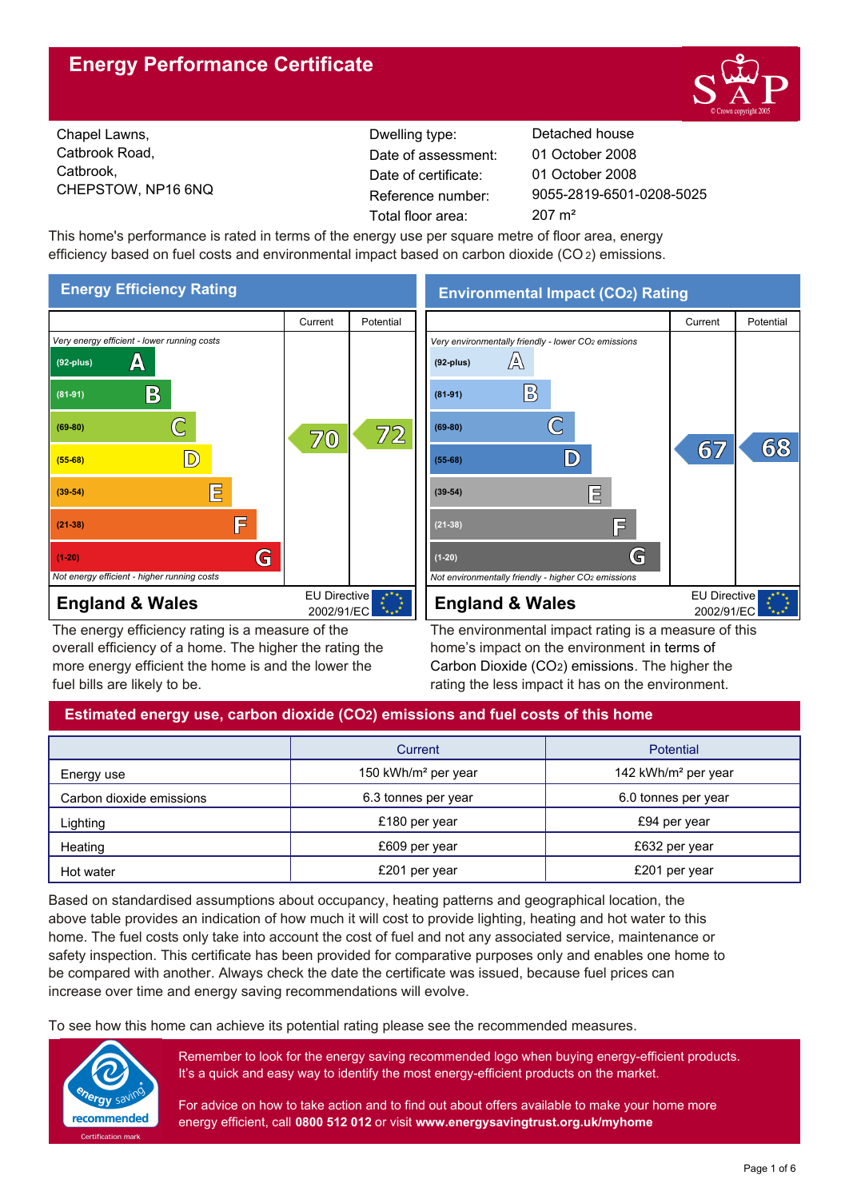# Energy Performance Certificate

Chapel Lawns,
Catbrook Road,
Catbrook,
CHEPSTOW, NP16 6NQ

| | |
|---|---|
| Dwelling type: | Detached house |
| Date of assessment: | 01 October 2008 |
| Date of certificate: | 01 October 2008 |
| Reference number: | 9055-2819-6501-0208-5025 |
| Total floor area: | 207 m² |

This home's performance is rated in terms of the energy use per square metre of floor area, energy efficiency based on fuel costs and environmental impact based on carbon dioxide ($CO_2$) emissions.

## Energy Efficiency Rating

| | Current | Potential |
|---|---|---|
| *Very energy efficient - lower running costs* | | |
| (92-plus) A | | |
| (81-91) B | | |
| (69-80) C | 70 | 72 |
| (55-68) D | | |
| (39-54) E | | |
| (21-38) F | | |
| (1-20) G | | |
| *Not energy efficient - higher running costs* | | |
| **England & Wales** — EU Directive 2002/91/EC | | |

The energy efficiency rating is a measure of the overall efficiency of a home. The higher the rating the more energy efficient the home is and the lower the fuel bills are likely to be.

## Environmental Impact ($CO_2$) Rating

| | Current | Potential |
|---|---|---|
| *Very environmentally friendly - lower $CO_2$ emissions* | | |
| (92-plus) A | | |
| (81-91) B | | |
| (69-80) C | | |
| (55-68) D | 67 | 68 |
| (39-54) E | | |
| (21-38) F | | |
| (1-20) G | | |
| *Not environmentally friendly - higher $CO_2$ emissions* | | |
| **England & Wales** — EU Directive 2002/91/EC | | |

The environmental impact rating is a measure of this home's impact on the environment in terms of Carbon Dioxide ($CO_2$) emissions. The higher the rating the less impact it has on the environment.

## Estimated energy use, carbon dioxide ($CO_2$) emissions and fuel costs of this home

| | Current | Potential |
|---|---|---|
| Energy use | 150 kWh/m² per year | 142 kWh/m² per year |
| Carbon dioxide emissions | 6.3 tonnes per year | 6.0 tonnes per year |
| Lighting | £180 per year | £94 per year |
| Heating | £609 per year | £632 per year |
| Hot water | £201 per year | £201 per year |

Based on standardised assumptions about occupancy, heating patterns and geographical location, the above table provides an indication of how much it will cost to provide lighting, heating and hot water to this home. The fuel costs only take into account the cost of fuel and not any associated service, maintenance or safety inspection. This certificate has been provided for comparative purposes only and enables one home to be compared with another. Always check the date the certificate was issued, because fuel prices can increase over time and energy saving recommendations will evolve.

To see how this home can achieve its potential rating please see the recommended measures.

Remember to look for the energy saving recommended logo when buying energy-efficient products. It's a quick and easy way to identify the most energy-efficient products on the market.

For advice on how to take action and to find out about offers available to make your home more energy efficient, call **0800 512 012** or visit **www.energysavingtrust.org.uk/myhome**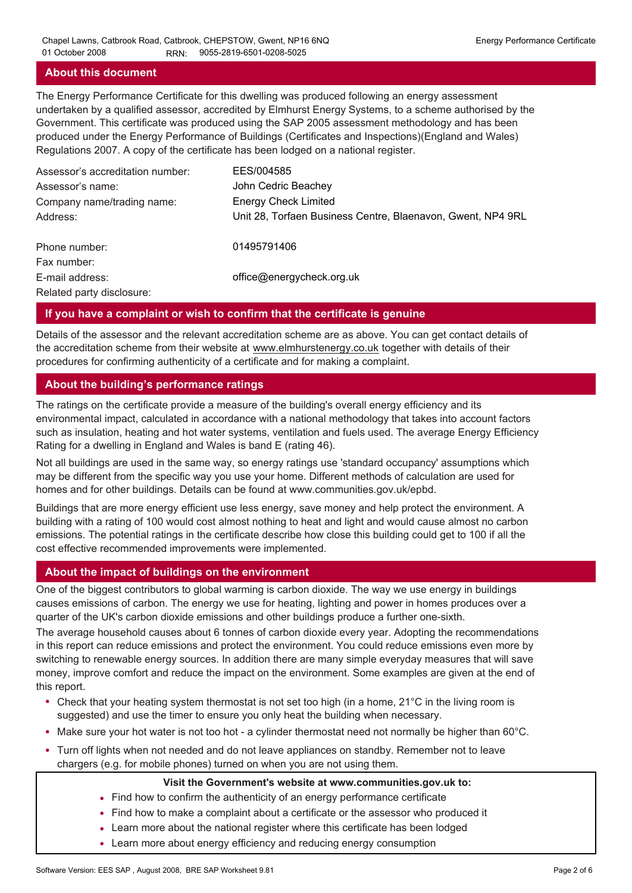## About this document

The Energy Performance Certificate for this dwelling was produced following an energy assessment undertaken by a qualified assessor, accredited by Elmhurst Energy Systems, to a scheme authorised by the Government. This certificate was produced using the SAP 2005 assessment methodology and has been produced under the Energy Performance of Buildings (Certificates and Inspections)(England and Wales) Regulations 2007. A copy of the certificate has been lodged on a national register.

| | |
|---|---|
| Assessor's accreditation number: | EES/004585 |
| Assessor's name: | John Cedric Beachey |
| Company name/trading name: | Energy Check Limited |
| Address: | Unit 28, Torfaen Business Centre, Blaenavon, Gwent, NP4 9RL |
| Phone number: | 01495791406 |
| Fax number: | |
| E-mail address: | office@energycheck.org.uk |
| Related party disclosure: | |

## If you have a complaint or wish to confirm that the certificate is genuine

Details of the assessor and the relevant accreditation scheme are as above. You can get contact details of the accreditation scheme from their website at www.elmhurstenergy.co.uk together with details of their procedures for confirming authenticity of a certificate and for making a complaint.

## About the building's performance ratings

The ratings on the certificate provide a measure of the building's overall energy efficiency and its environmental impact, calculated in accordance with a national methodology that takes into account factors such as insulation, heating and hot water systems, ventilation and fuels used. The average Energy Efficiency Rating for a dwelling in England and Wales is band E (rating 46).

Not all buildings are used in the same way, so energy ratings use 'standard occupancy' assumptions which may be different from the specific way you use your home. Different methods of calculation are used for homes and for other buildings. Details can be found at www.communities.gov.uk/epbd.

Buildings that are more energy efficient use less energy, save money and help protect the environment. A building with a rating of 100 would cost almost nothing to heat and light and would cause almost no carbon emissions. The potential ratings in the certificate describe how close this building could get to 100 if all the cost effective recommended improvements were implemented.

## About the impact of buildings on the environment

One of the biggest contributors to global warming is carbon dioxide. The way we use energy in buildings causes emissions of carbon. The energy we use for heating, lighting and power in homes produces over a quarter of the UK's carbon dioxide emissions and other buildings produce a further one-sixth.

The average household causes about 6 tonnes of carbon dioxide every year. Adopting the recommendations in this report can reduce emissions and protect the environment. You could reduce emissions even more by switching to renewable energy sources. In addition there are many simple everyday measures that will save money, improve comfort and reduce the impact on the environment. Some examples are given at the end of this report.

- Check that your heating system thermostat is not set too high (in a home, 21°C in the living room is suggested) and use the timer to ensure you only heat the building when necessary.
- Make sure your hot water is not too hot - a cylinder thermostat need not normally be higher than 60°C.
- Turn off lights when not needed and do not leave appliances on standby. Remember not to leave chargers (e.g. for mobile phones) turned on when you are not using them.

**Visit the Government's website at www.communities.gov.uk to:**

- Find how to confirm the authenticity of an energy performance certificate
- Find how to make a complaint about a certificate or the assessor who produced it
- Learn more about the national register where this certificate has been lodged
- Learn more about energy efficiency and reducing energy consumption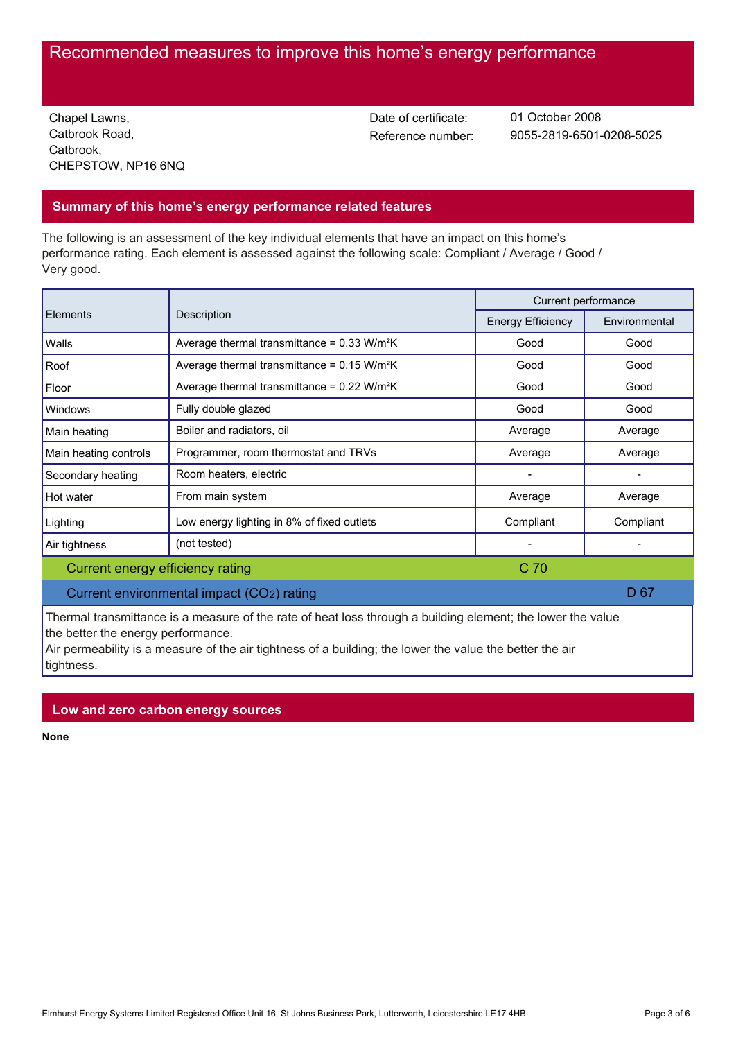# Recommended measures to improve this home's energy performance

Chapel Lawns,
Catbrook Road,
Catbrook,
CHEPSTOW, NP16 6NQ

Date of certificate: 01 October 2008
Reference number: 9055-2819-6501-0208-5025

## Summary of this home's energy performance related features

The following is an assessment of the key individual elements that have an impact on this home's performance rating. Each element is assessed against the following scale: Compliant / Average / Good / Very good.

| Elements | Description | Current performance | |
|---|---|---|---|
| | | Energy Efficiency | Environmental |
| Walls | Average thermal transmittance = 0.33 W/m²K | Good | Good |
| Roof | Average thermal transmittance = 0.15 W/m²K | Good | Good |
| Floor | Average thermal transmittance = 0.22 W/m²K | Good | Good |
| Windows | Fully double glazed | Good | Good |
| Main heating | Boiler and radiators, oil | Average | Average |
| Main heating controls | Programmer, room thermostat and TRVs | Average | Average |
| Secondary heating | Room heaters, electric | - | - |
| Hot water | From main system | Average | Average |
| Lighting | Low energy lighting in 8% of fixed outlets | Compliant | Compliant |
| Air tightness | (not tested) | - | - |
| Current energy efficiency rating | | C 70 | |
| Current environmental impact ($CO_2$) rating | | | D 67 |

Thermal transmittance is a measure of the rate of heat loss through a building element; the lower the value the better the energy performance.
Air permeability is a measure of the air tightness of a building; the lower the value the better the air tightness.

## Low and zero carbon energy sources

**None**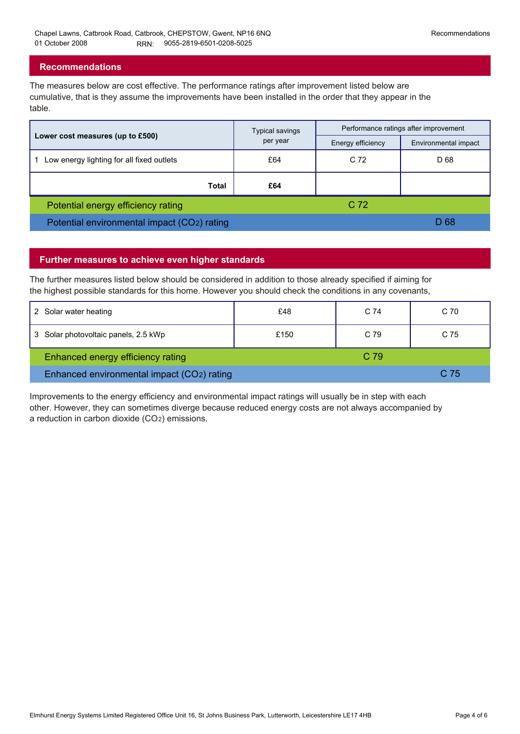## Recommendations

The measures below are cost effective. The performance ratings after improvement listed below are cumulative, that is they assume the improvements have been installed in the order that they appear in the table.

| Lower cost measures (up to £500) | Typical savings per year | Performance ratings after improvement | |
|---|---|---|---|
| | | Energy efficiency | Environmental impact |
| 1 Low energy lighting for all fixed outlets | £64 | C 72 | D 68 |
| **Total** | **£64** | | |
| Potential energy efficiency rating | | C 72 | |
| Potential environmental impact ($CO_2$) rating | | | D 68 |

## Further measures to achieve even higher standards

The further measures listed below should be considered in addition to those already specified if aiming for the highest possible standards for this home. However you should check the conditions in any covenants,

| Measure | Typical savings per year | Energy efficiency | Environmental impact |
|---|---|---|---|
| 2 Solar water heating | £48 | C 74 | C 70 |
| 3 Solar photovoltaic panels, 2.5 kWp | £150 | C 79 | C 75 |
| Enhanced energy efficiency rating | | C 79 | |
| Enhanced environmental impact ($CO_2$) rating | | | C 75 |

Improvements to the energy efficiency and environmental impact ratings will usually be in step with each other. However, they can sometimes diverge because reduced energy costs are not always accompanied by a reduction in carbon dioxide ($CO_2$) emissions.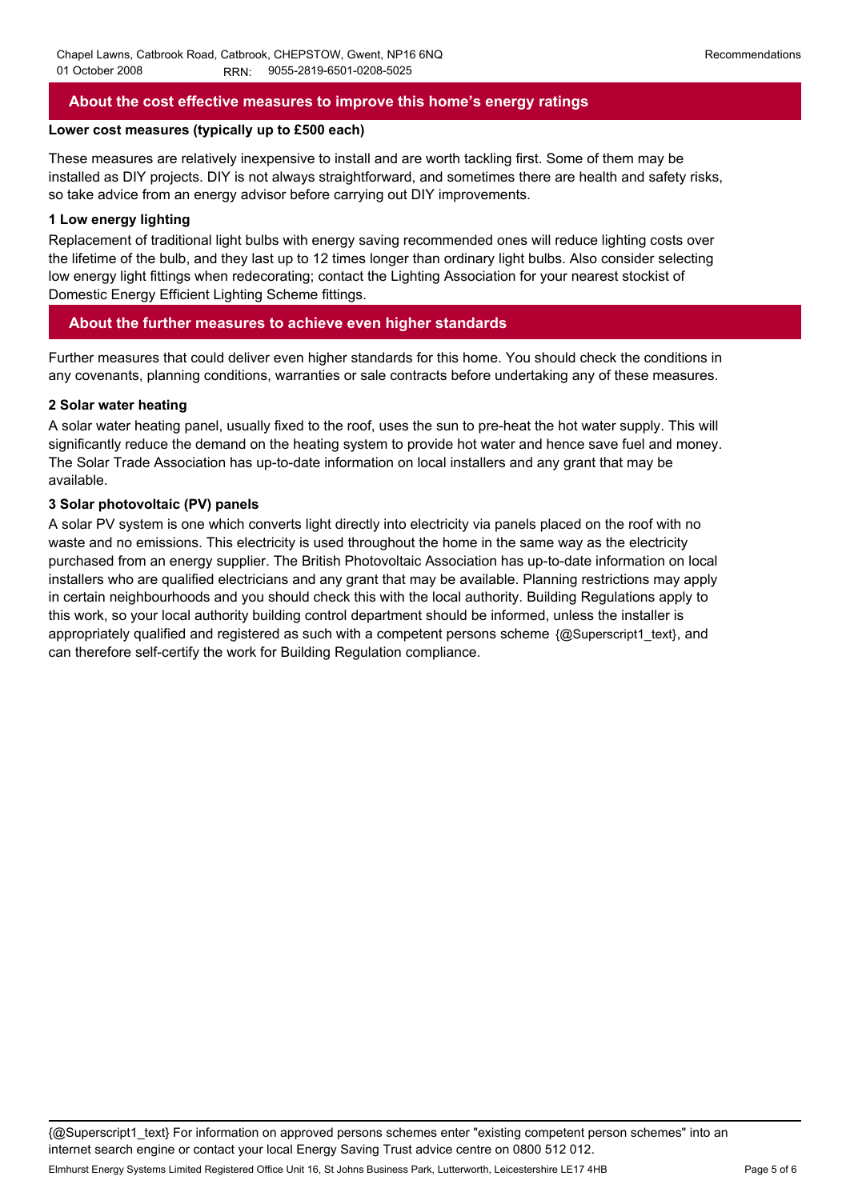## About the cost effective measures to improve this home's energy ratings

**Lower cost measures (typically up to £500 each)**

These measures are relatively inexpensive to install and are worth tackling first. Some of them may be installed as DIY projects. DIY is not always straightforward, and sometimes there are health and safety risks, so take advice from an energy advisor before carrying out DIY improvements.

**1 Low energy lighting**

Replacement of traditional light bulbs with energy saving recommended ones will reduce lighting costs over the lifetime of the bulb, and they last up to 12 times longer than ordinary light bulbs. Also consider selecting low energy light fittings when redecorating; contact the Lighting Association for your nearest stockist of Domestic Energy Efficient Lighting Scheme fittings.

## About the further measures to achieve even higher standards

Further measures that could deliver even higher standards for this home. You should check the conditions in any covenants, planning conditions, warranties or sale contracts before undertaking any of these measures.

**2 Solar water heating**

A solar water heating panel, usually fixed to the roof, uses the sun to pre-heat the hot water supply. This will significantly reduce the demand on the heating system to provide hot water and hence save fuel and money. The Solar Trade Association has up-to-date information on local installers and any grant that may be available.

**3 Solar photovoltaic (PV) panels**

A solar PV system is one which converts light directly into electricity via panels placed on the roof with no waste and no emissions. This electricity is used throughout the home in the same way as the electricity purchased from an energy supplier. The British Photovoltaic Association has up-to-date information on local installers who are qualified electricians and any grant that may be available. Planning restrictions may apply in certain neighbourhoods and you should check this with the local authority. Building Regulations apply to this work, so your local authority building control department should be informed, unless the installer is appropriately qualified and registered as such with a competent persons scheme {@Superscript1_text}, and can therefore self-certify the work for Building Regulation compliance.

---

{@Superscript1_text} For information on approved persons schemes enter "existing competent person schemes" into an internet search engine or contact your local Energy Saving Trust advice centre on 0800 512 012.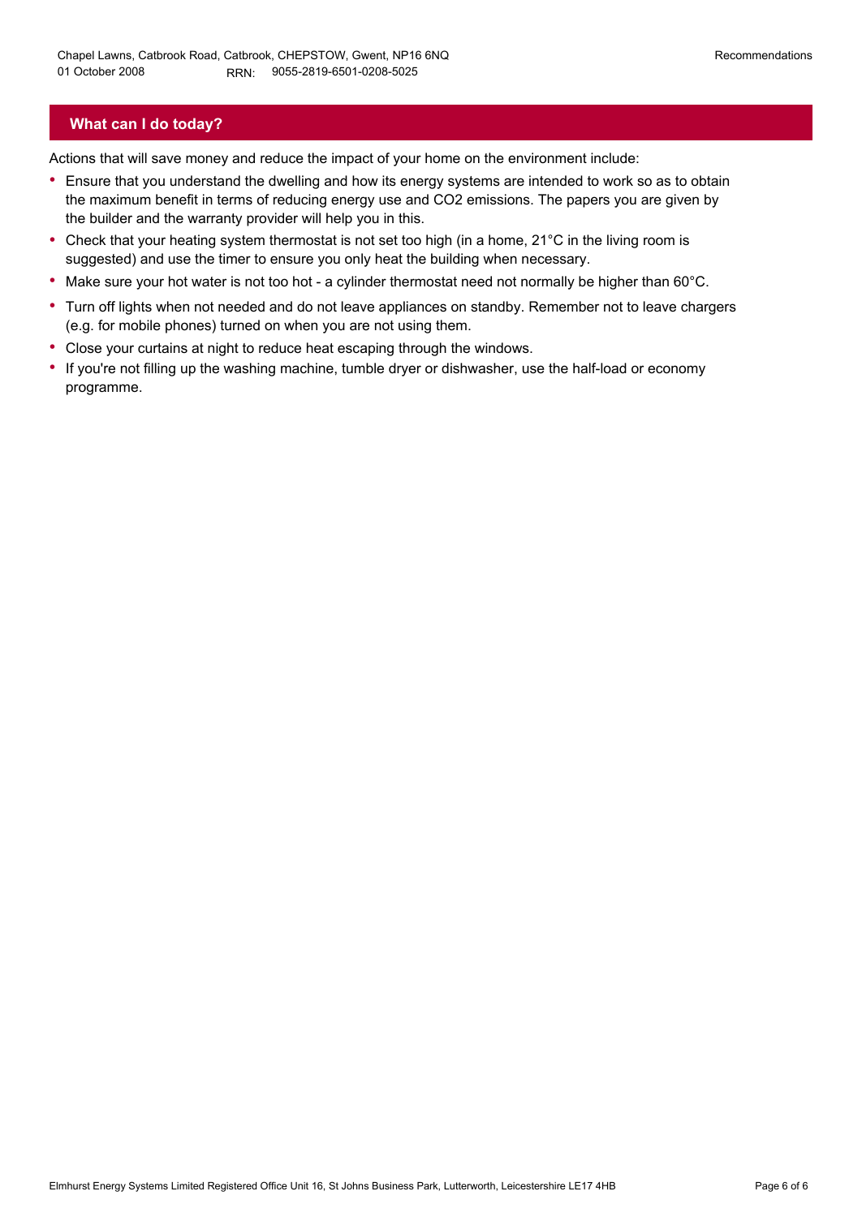## What can I do today?

Actions that will save money and reduce the impact of your home on the environment include:

- Ensure that you understand the dwelling and how its energy systems are intended to work so as to obtain the maximum benefit in terms of reducing energy use and $CO_2$ emissions. The papers you are given by the builder and the warranty provider will help you in this.
- Check that your heating system thermostat is not set too high (in a home, 21°C in the living room is suggested) and use the timer to ensure you only heat the building when necessary.
- Make sure your hot water is not too hot - a cylinder thermostat need not normally be higher than 60°C.
- Turn off lights when not needed and do not leave appliances on standby. Remember not to leave chargers (e.g. for mobile phones) turned on when you are not using them.
- Close your curtains at night to reduce heat escaping through the windows.
- If you're not filling up the washing machine, tumble dryer or dishwasher, use the half-load or economy programme.

Elmhurst Energy Systems Limited Registered Office Unit 16, St Johns Business Park, Lutterworth, Leicestershire LE17 4HB